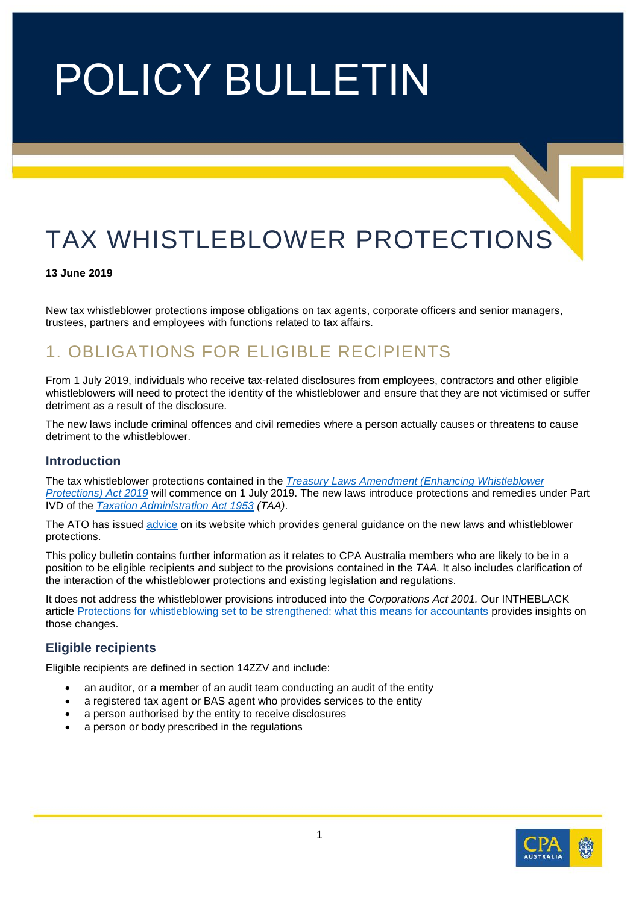# POLICY BULLETIN

# TAX WHISTLEBLOWER PROTECTIONS

**13 June 2019**

New tax whistleblower protections impose obligations on tax agents, corporate officers and senior managers, trustees, partners and employees with functions related to tax affairs.

## 1. OBLIGATIONS FOR ELIGIBLE RECIPIENTS

From 1 July 2019, individuals who receive tax-related disclosures from employees, contractors and other eligible whistleblowers will need to protect the identity of the whistleblower and ensure that they are not victimised or suffer detriment as a result of the disclosure.

The new laws include criminal offences and civil remedies where a person actually causes or threatens to cause detriment to the whistleblower.

### Introduction

The tax whistleblower protections contained in the *Treasury Laws Amendment (Enhancing Whistleblower Protections) Act 2019* will commence on 1 July 2019. The new laws introduce protections and remedies under Part IVD of the *Taxation Administration Act 1953 (TAA)*.

The ATO has issued advice on its website which provides general guidance on the new laws and whistleblower protections.

This policy bulletin contains further information as it relates to CPA Australia members who are likely to be in a position to be eligible recipients and subject to the provisions contained in the *TAA.* It also includes clarification of the interaction of the whistleblower protections and existing legislation and regulations.

It does not address the whistleblower provisions introduced into the *Corporations Act 2001.* Our INTHEBLACK article Protections for whistleblowing set to be strengthened: what this means for accountants provides insights on those changes.

### Eligible recipients

Eligible recipients are defined in section 14ZZV and include:

- an auditor, or a member of an audit team conducting an audit of the entity
- a registered tax agent or BAS agent who provides services to the entity
- a person authorised by the entity to receive disclosures
- a person or body prescribed in the regulations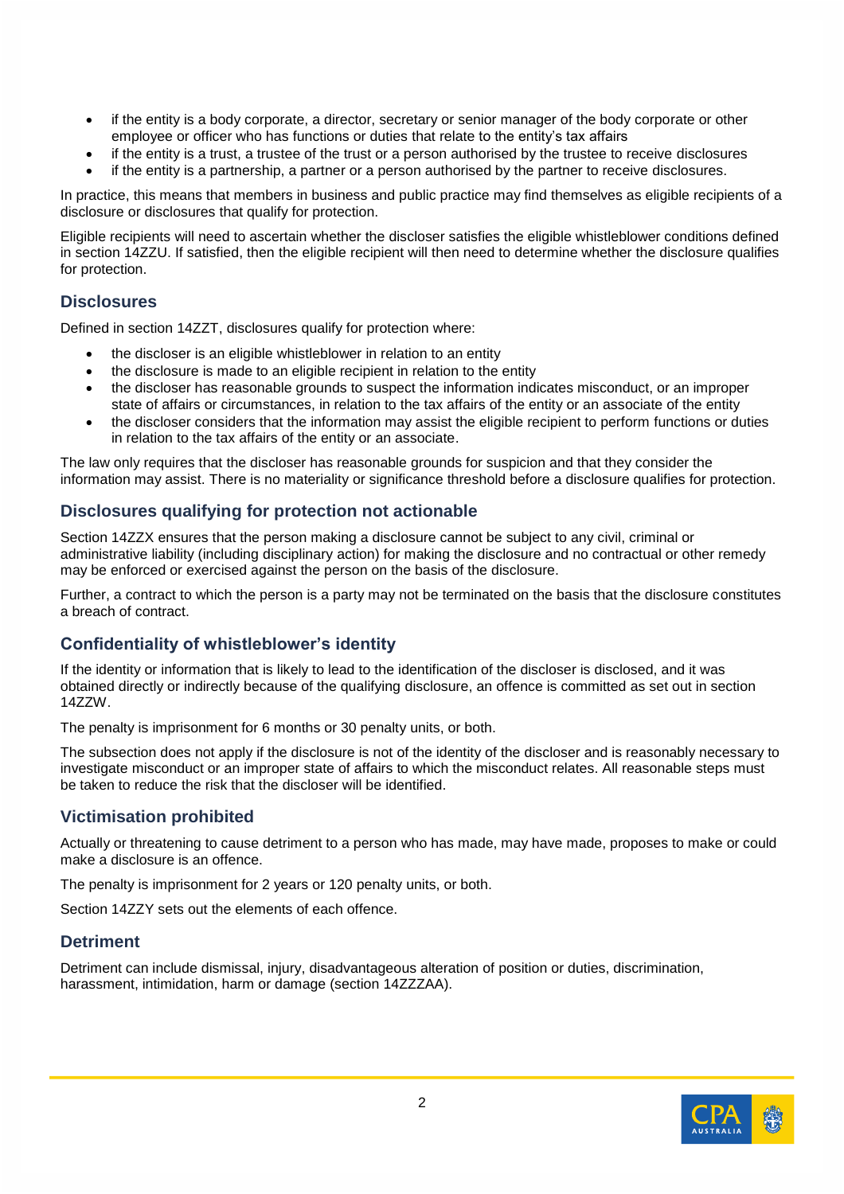- if the entity is a body corporate, a director, secretary or senior manager of the body corporate or other employee or officer who has functions or duties that relate to the entity's tax affairs
- if the entity is a trust, a trustee of the trust or a person authorised by the trustee to receive disclosures
- if the entity is a partnership, a partner or a person authorised by the partner to receive disclosures.

In practice, this means that members in business and public practice may find themselves as eligible recipients of a disclosure or disclosures that qualify for protection.

Eligible recipients will need to ascertain whether the discloser satisfies the eligible whistleblower conditions defined in section 14ZZU. If satisfied, then the eligible recipient will then need to determine whether the disclosure qualifies for protection.

## Disclosures

Defined in section 14ZZT, disclosures qualify for protection where:

- the discloser is an eligible whistleblower in relation to an entity
- the disclosure is made to an eligible recipient in relation to the entity
- the discloser has reasonable grounds to suspect the information indicates misconduct, or an improper state of affairs or circumstances, in relation to the tax affairs of the entity or an associate of the entity
- the discloser considers that the information may assist the eligible recipient to perform functions or duties in relation to the tax affairs of the entity or an associate.

The law only requires that the discloser has reasonable grounds for suspicion and that they consider the information may assist. There is no materiality or significance threshold before a disclosure qualifies for protection.

## Disclosures qualifying for protection not actionable

Section 14ZZX ensures that the person making a disclosure cannot be subject to any civil, criminal or administrative liability (including disciplinary action) for making the disclosure and no contractual or other remedy may be enforced or exercised against the person on the basis of the disclosure.

Further, a contract to which the person is a party may not be terminated on the basis that the disclosure constitutes a breach of contract.

## Confidentiality of whistleblower's identity

If the identity or information that is likely to lead to the identification of the discloser is disclosed, and it was obtained directly or indirectly because of the qualifying disclosure, an offence is committed as set out in section 14ZZW.

The penalty is imprisonment for 6 months or 30 penalty units, or both.

The subsection does not apply if the disclosure is not of the identity of the discloser and is reasonably necessary to investigate misconduct or an improper state of affairs to which the misconduct relates. All reasonable steps must be taken to reduce the risk that the discloser will be identified.

## Victimisation prohibited

Actually or threatening to cause detriment to a person who has made, may have made, proposes to make or could make a disclosure is an offence.

The penalty is imprisonment for 2 years or 120 penalty units, or both.

Section 14ZZY sets out the elements of each offence.

## Detriment

Detriment can include dismissal, injury, disadvantageous alteration of position or duties, discrimination, harassment, intimidation, harm or damage (section 14ZZZAA).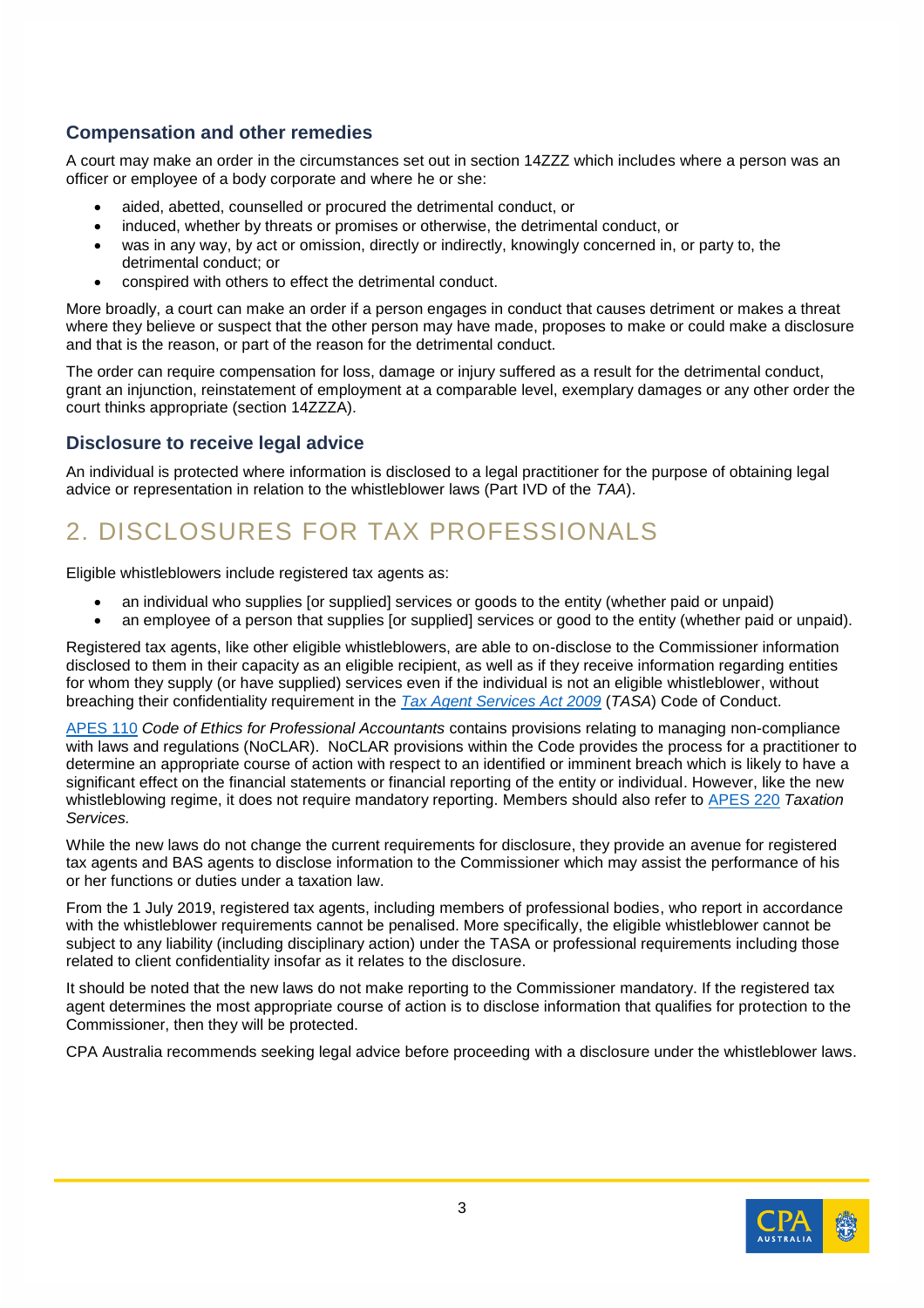### Compensation and other remedies

A court may make an order in the circumstances set out in section 14ZZZ which includes where a person was an officer or employee of a body corporate and where he or she:

- aided, abetted, counselled or procured the detrimental conduct, or
- induced, whether by threats or promises or otherwise, the detrimental conduct, or
- was in any way, by act or omission, directly or indirectly, knowingly concerned in, or party to, the detrimental conduct; or
- conspired with others to effect the detrimental conduct.

More broadly, a court can make an order if a person engages in conduct that causes detriment or makes a threat where they believe or suspect that the other person may have made, proposes to make or could make a disclosure and that is the reason, or part of the reason for the detrimental conduct.

The order can require compensation for loss, damage or injury suffered as a result for the detrimental conduct, grant an injunction, reinstatement of employment at a comparable level, exemplary damages or any other order the court thinks appropriate (section 14ZZZA).

### Disclosure to receive legal advice

An individual is protected where information is disclosed to a legal practitioner for the purpose of obtaining legal advice or representation in relation to the whistleblower laws (Part IVD of the *TAA*).

## 2. DISCLOSURES FOR TAX PROFESSIONALS

Eligible whistleblowers include registered tax agents as:

- an individual who supplies [or supplied] services or goods to the entity (whether paid or unpaid)
- an employee of a person that supplies [or supplied] services or good to the entity (whether paid or unpaid).

Registered tax agents, like other eligible whistleblowers, are able to on-disclose to the Commissioner information disclosed to them in their capacity as an eligible recipient, as well as if they receive information regarding entities for whom they supply (or have supplied) services even if the individual is not an eligible whistleblower, without breaching their confidentiality requirement in the *Tax Agent Services Act 2009* (*TASA*) Code of Conduct.

APES 110 *Code of Ethics for Professional Accountants* contains provisions relating to managing non-compliance with laws and regulations (NoCLAR). NoCLAR provisions within the Code provides the process for a practitioner to determine an appropriate course of action with respect to an identified or imminent breach which is likely to have a significant effect on the financial statements or financial reporting of the entity or individual. However, like the new whistleblowing regime, it does not require mandatory reporting. Members should also refer to APES 220 *Taxation Services.*

While the new laws do not change the current requirements for disclosure, they provide an avenue for registered tax agents and BAS agents to disclose information to the Commissioner which may assist the performance of his or her functions or duties under a taxation law.

From the 1 July 2019, registered tax agents, including members of professional bodies, who report in accordance with the whistleblower requirements cannot be penalised. More specifically, the eligible whistleblower cannot be subject to any liability (including disciplinary action) under the TASA or professional requirements including those related to client confidentiality insofar as it relates to the disclosure.

It should be noted that the new laws do not make reporting to the Commissioner mandatory. If the registered tax agent determines the most appropriate course of action is to disclose information that qualifies for protection to the Commissioner, then they will be protected.

CPA Australia recommends seeking legal advice before proceeding with a disclosure under the whistleblower laws.